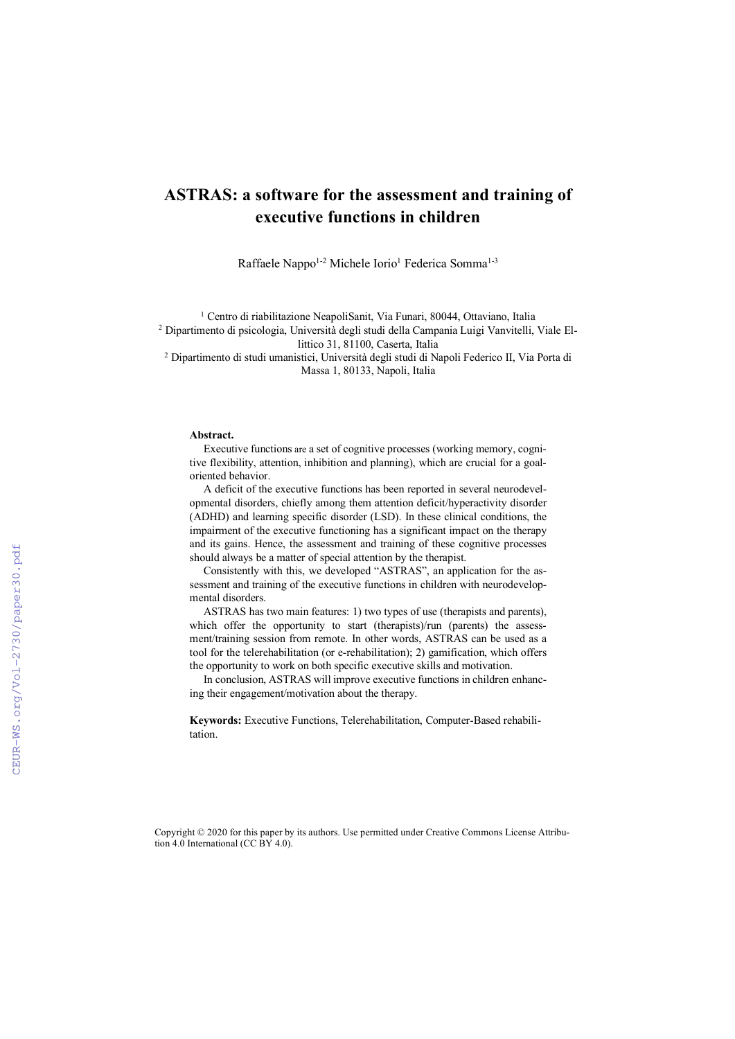# ASTRAS: a software for the assessment and training of executive functions in children

Raffaele Nappo[1-2] Michele Iorio[1] Federica Somma[1-3]

[1] Centro di riabilitazione NeapoliSanit, Via Funari, 80044, Ottaviano, Italia
[2] Dipartimento di psicologia, Università degli studi della Campania Luigi Vanvitelli, Viale Ellittico 31, 81100, Caserta, Italia
[2] Dipartimento di studi umanistici, Università degli studi di Napoli Federico II, Via Porta di Massa 1, 80133, Napoli, Italia

**Abstract.**

Executive functions are a set of cognitive processes (working memory, cognitive flexibility, attention, inhibition and planning), which are crucial for a goal-oriented behavior.

A deficit of the executive functions has been reported in several neurodevelopmental disorders, chiefly among them attention deficit/hyperactivity disorder (ADHD) and learning specific disorder (LSD). In these clinical conditions, the impairment of the executive functioning has a significant impact on the therapy and its gains. Hence, the assessment and training of these cognitive processes should always be a matter of special attention by the therapist.

Consistently with this, we developed "ASTRAS", an application for the assessment and training of the executive functions in children with neurodevelopmental disorders.

ASTRAS has two main features: 1) two types of use (therapists and parents), which offer the opportunity to start (therapists)/run (parents) the assessment/training session from remote. In other words, ASTRAS can be used as a tool for the telerehabilitation (or e-rehabilitation); 2) gamification, which offers the opportunity to work on both specific executive skills and motivation.

In conclusion, ASTRAS will improve executive functions in children enhancing their engagement/motivation about the therapy.

**Keywords:** Executive Functions, Telerehabilitation, Computer-Based rehabilitation.

Copyright © 2020 for this paper by its authors. Use permitted under Creative Commons License Attribution 4.0 International (CC BY 4.0).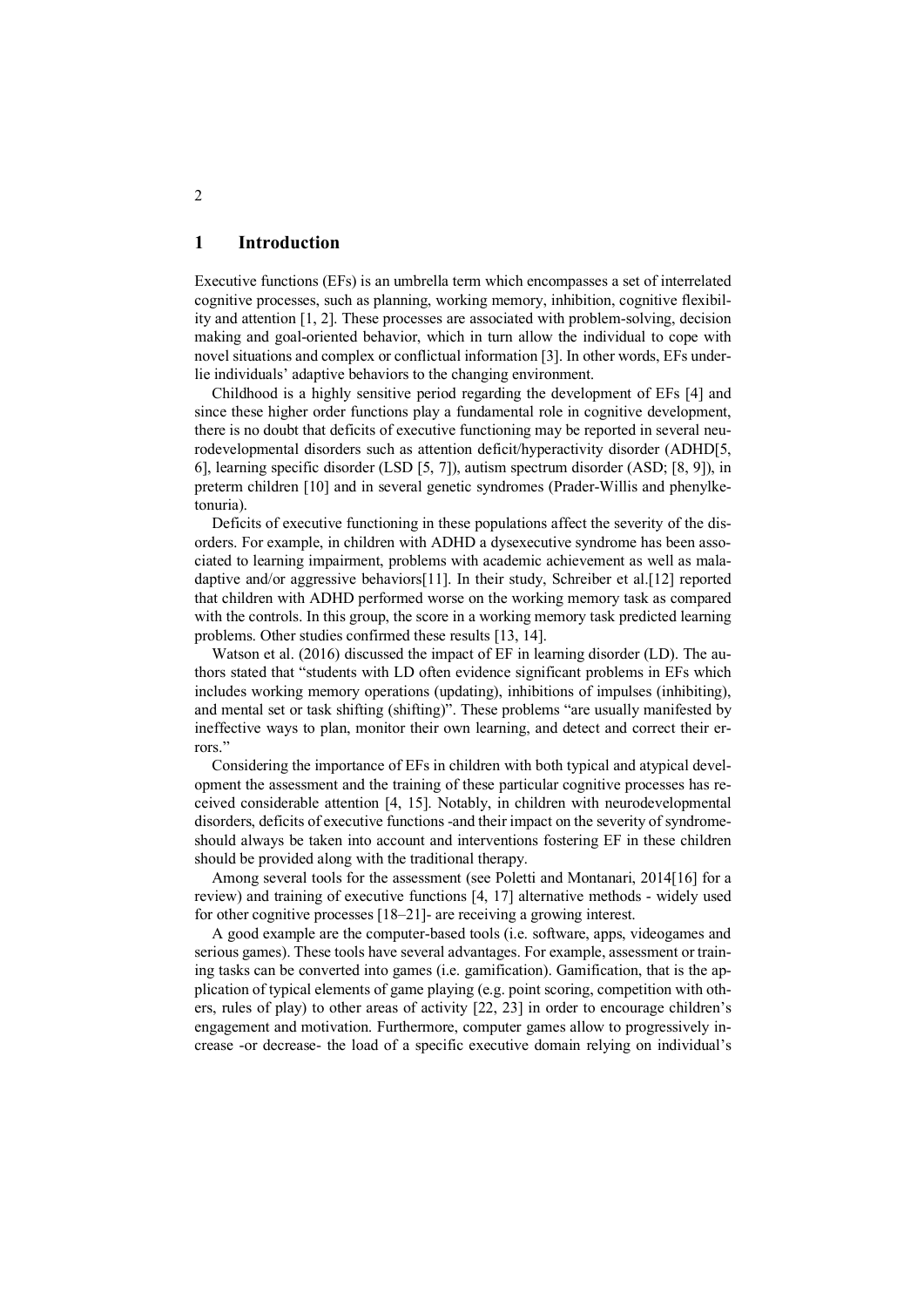# 1 Introduction

Executive functions (EFs) is an umbrella term which encompasses a set of interrelated cognitive processes, such as planning, working memory, inhibition, cognitive flexibility and attention [1, 2]. These processes are associated with problem-solving, decision making and goal-oriented behavior, which in turn allow the individual to cope with novel situations and complex or conflictual information [3]. In other words, EFs underlie individuals' adaptive behaviors to the changing environment.

Childhood is a highly sensitive period regarding the development of EFs [4] and since these higher order functions play a fundamental role in cognitive development, there is no doubt that deficits of executive functioning may be reported in several neurodevelopmental disorders such as attention deficit/hyperactivity disorder (ADHD[5, 6], learning specific disorder (LSD [5, 7]), autism spectrum disorder (ASD; [8, 9]), in preterm children [10] and in several genetic syndromes (Prader-Willis and phenylketonuria).

Deficits of executive functioning in these populations affect the severity of the disorders. For example, in children with ADHD a dysexecutive syndrome has been associated to learning impairment, problems with academic achievement as well as maladaptive and/or aggressive behaviors[11]. In their study, Schreiber et al.[12] reported that children with ADHD performed worse on the working memory task as compared with the controls. In this group, the score in a working memory task predicted learning problems. Other studies confirmed these results [13, 14].

Watson et al. (2016) discussed the impact of EF in learning disorder (LD). The authors stated that "students with LD often evidence significant problems in EFs which includes working memory operations (updating), inhibitions of impulses (inhibiting), and mental set or task shifting (shifting)". These problems "are usually manifested by ineffective ways to plan, monitor their own learning, and detect and correct their errors."

Considering the importance of EFs in children with both typical and atypical development the assessment and the training of these particular cognitive processes has received considerable attention [4, 15]. Notably, in children with neurodevelopmental disorders, deficits of executive functions -and their impact on the severity of syndrome- should always be taken into account and interventions fostering EF in these children should be provided along with the traditional therapy.

Among several tools for the assessment (see Poletti and Montanari, 2014[16] for a review) and training of executive functions [4, 17] alternative methods - widely used for other cognitive processes [18–21]- are receiving a growing interest.

A good example are the computer-based tools (i.e. software, apps, videogames and serious games). These tools have several advantages. For example, assessment or training tasks can be converted into games (i.e. gamification). Gamification, that is the application of typical elements of game playing (e.g. point scoring, competition with others, rules of play) to other areas of activity [22, 23] in order to encourage children's engagement and motivation. Furthermore, computer games allow to progressively increase -or decrease- the load of a specific executive domain relying on individual's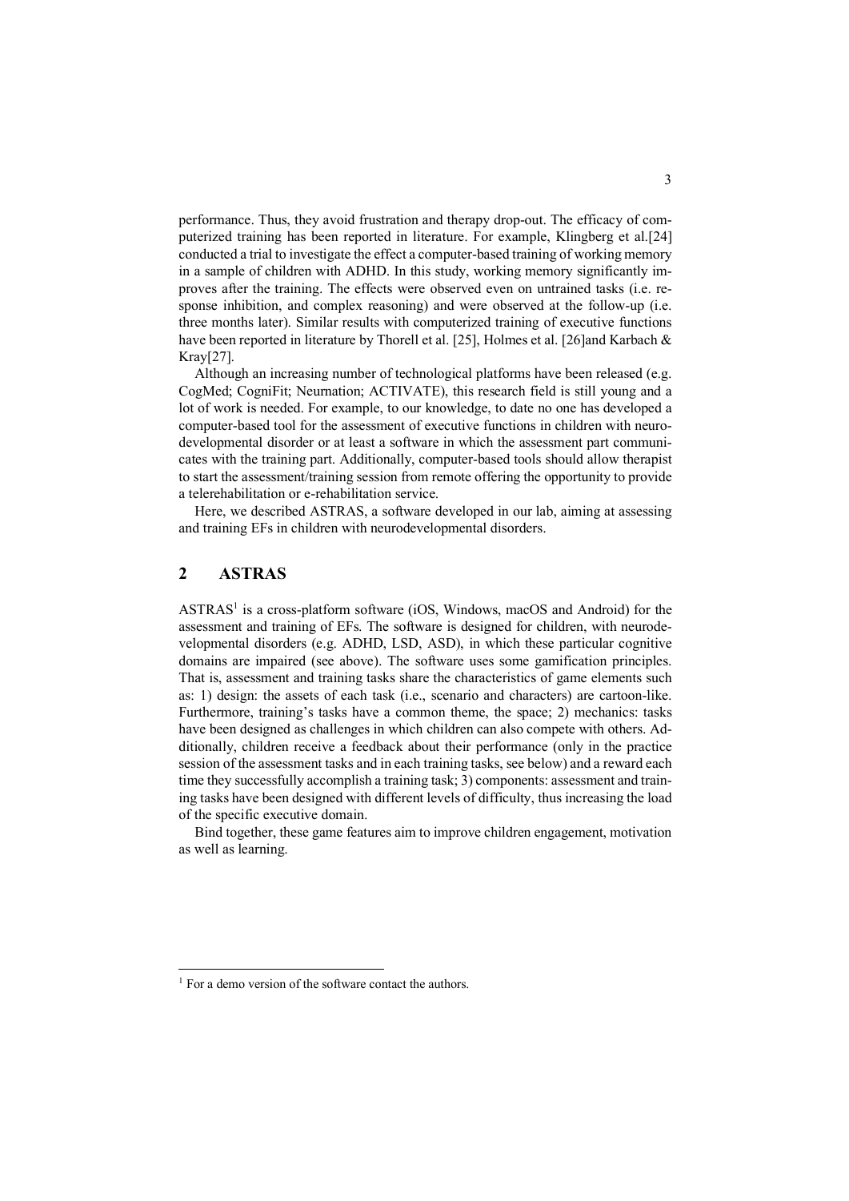performance. Thus, they avoid frustration and therapy drop-out. The efficacy of computerized training has been reported in literature. For example, Klingberg et al.[24] conducted a trial to investigate the effect a computer-based training of working memory in a sample of children with ADHD. In this study, working memory significantly improves after the training. The effects were observed even on untrained tasks (i.e. response inhibition, and complex reasoning) and were observed at the follow-up (i.e. three months later). Similar results with computerized training of executive functions have been reported in literature by Thorell et al. [25], Holmes et al. [26]and Karbach & Kray[27].

Although an increasing number of technological platforms have been released (e.g. CogMed; CogniFit; Neurnation; ACTIVATE), this research field is still young and a lot of work is needed. For example, to our knowledge, to date no one has developed a computer-based tool for the assessment of executive functions in children with neurodevelopmental disorder or at least a software in which the assessment part communicates with the training part. Additionally, computer-based tools should allow therapist to start the assessment/training session from remote offering the opportunity to provide a telerehabilitation or e-rehabilitation service.

Here, we described ASTRAS, a software developed in our lab, aiming at assessing and training EFs in children with neurodevelopmental disorders.

## 2 ASTRAS

ASTRAS[1] is a cross-platform software (iOS, Windows, macOS and Android) for the assessment and training of EFs. The software is designed for children, with neurodevelopmental disorders (e.g. ADHD, LSD, ASD), in which these particular cognitive domains are impaired (see above). The software uses some gamification principles. That is, assessment and training tasks share the characteristics of game elements such as: 1) design: the assets of each task (i.e., scenario and characters) are cartoon-like. Furthermore, training's tasks have a common theme, the space; 2) mechanics: tasks have been designed as challenges in which children can also compete with others. Additionally, children receive a feedback about their performance (only in the practice session of the assessment tasks and in each training tasks, see below) and a reward each time they successfully accomplish a training task; 3) components: assessment and training tasks have been designed with different levels of difficulty, thus increasing the load of the specific executive domain.

Bind together, these game features aim to improve children engagement, motivation as well as learning.

---

[1] For a demo version of the software contact the authors.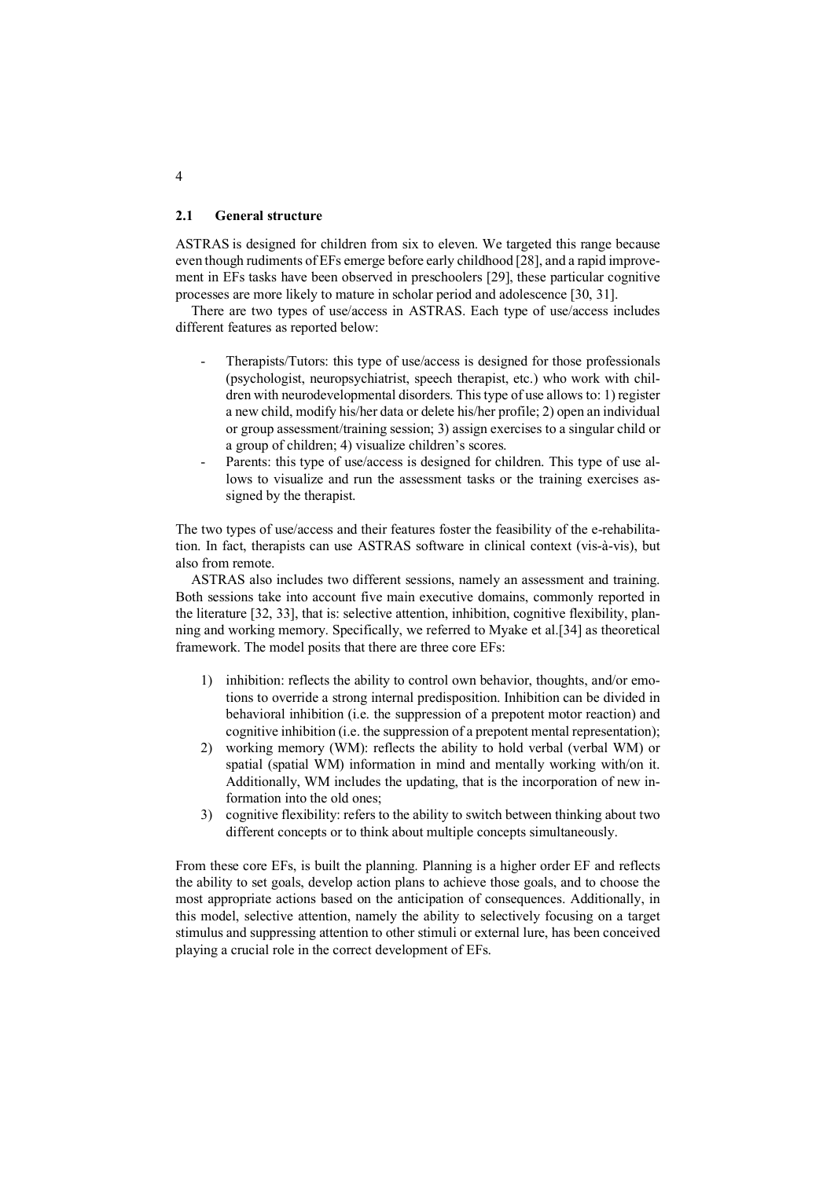### 2.1 General structure

ASTRAS is designed for children from six to eleven. We targeted this range because even though rudiments of EFs emerge before early childhood [28], and a rapid improvement in EFs tasks have been observed in preschoolers [29], these particular cognitive processes are more likely to mature in scholar period and adolescence [30, 31].

There are two types of use/access in ASTRAS. Each type of use/access includes different features as reported below:

- Therapists/Tutors: this type of use/access is designed for those professionals (psychologist, neuropsychiatrist, speech therapist, etc.) who work with children with neurodevelopmental disorders. This type of use allows to: 1) register a new child, modify his/her data or delete his/her profile; 2) open an individual or group assessment/training session; 3) assign exercises to a singular child or a group of children; 4) visualize children's scores.
- Parents: this type of use/access is designed for children. This type of use allows to visualize and run the assessment tasks or the training exercises assigned by the therapist.

The two types of use/access and their features foster the feasibility of the e-rehabilitation. In fact, therapists can use ASTRAS software in clinical context (vis-à-vis), but also from remote.

ASTRAS also includes two different sessions, namely an assessment and training. Both sessions take into account five main executive domains, commonly reported in the literature [32, 33], that is: selective attention, inhibition, cognitive flexibility, planning and working memory. Specifically, we referred to Myake et al.[34] as theoretical framework. The model posits that there are three core EFs:

1) inhibition: reflects the ability to control own behavior, thoughts, and/or emotions to override a strong internal predisposition. Inhibition can be divided in behavioral inhibition (i.e. the suppression of a prepotent motor reaction) and cognitive inhibition (i.e. the suppression of a prepotent mental representation);
2) working memory (WM): reflects the ability to hold verbal (verbal WM) or spatial (spatial WM) information in mind and mentally working with/on it. Additionally, WM includes the updating, that is the incorporation of new information into the old ones;
3) cognitive flexibility: refers to the ability to switch between thinking about two different concepts or to think about multiple concepts simultaneously.

From these core EFs, is built the planning. Planning is a higher order EF and reflects the ability to set goals, develop action plans to achieve those goals, and to choose the most appropriate actions based on the anticipation of consequences. Additionally, in this model, selective attention, namely the ability to selectively focusing on a target stimulus and suppressing attention to other stimuli or external lure, has been conceived playing a crucial role in the correct development of EFs.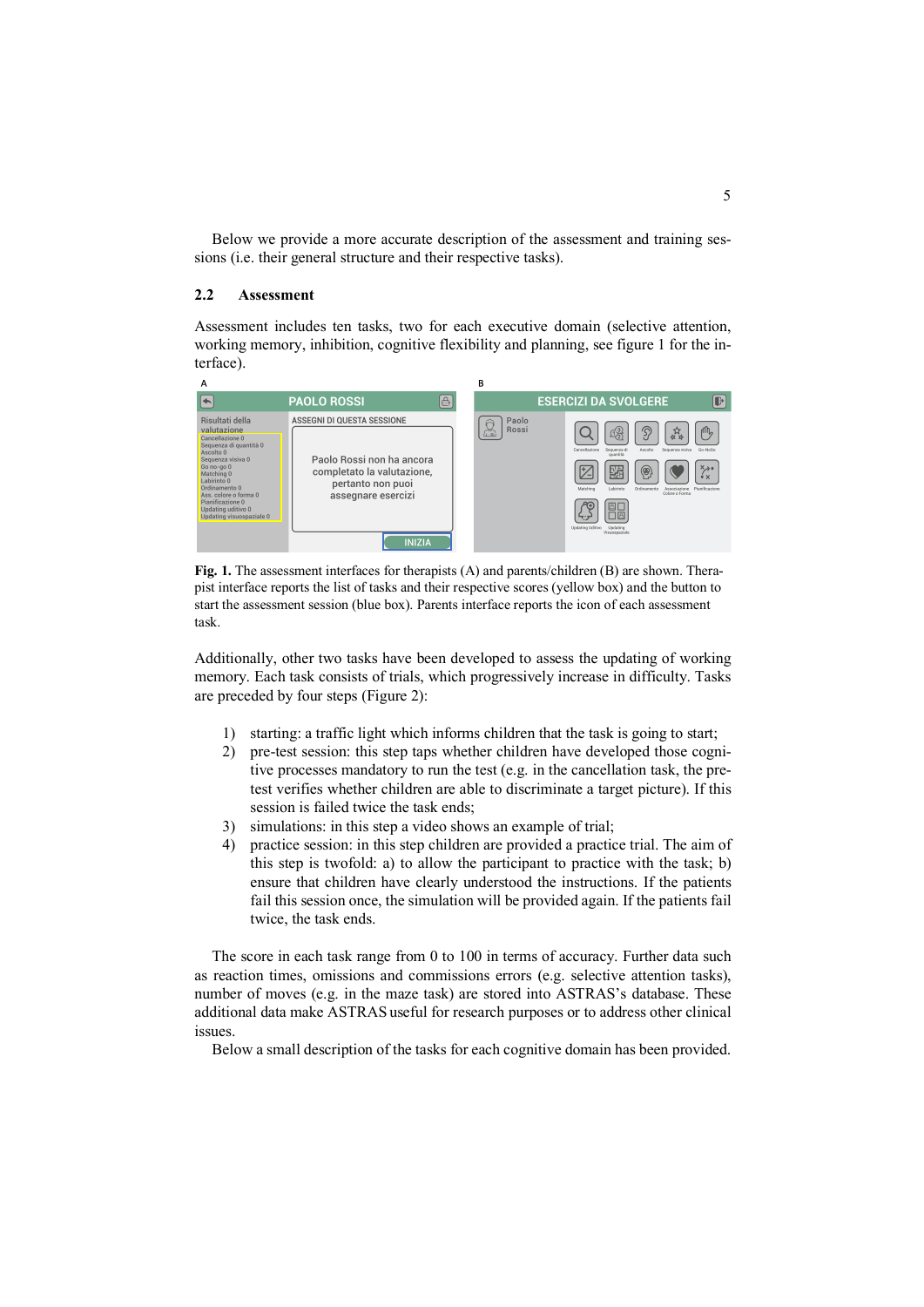Below we provide a more accurate description of the assessment and training sessions (i.e. their general structure and their respective tasks).

### 2.2 Assessment

Assessment includes ten tasks, two for each executive domain (selective attention, working memory, inhibition, cognitive flexibility and planning, see figure 1 for the interface).

**Fig. 1.** The assessment interfaces for therapists (A) and parents/children (B) are shown. Therapist interface reports the list of tasks and their respective scores (yellow box) and the button to start the assessment session (blue box). Parents interface reports the icon of each assessment task.

Additionally, other two tasks have been developed to assess the updating of working memory. Each task consists of trials, which progressively increase in difficulty. Tasks are preceded by four steps (Figure 2):

1) starting: a traffic light which informs children that the task is going to start;
2) pre-test session: this step taps whether children have developed those cognitive processes mandatory to run the test (e.g. in the cancellation task, the pre-test verifies whether children are able to discriminate a target picture). If this session is failed twice the task ends;
3) simulations: in this step a video shows an example of trial;
4) practice session: in this step children are provided a practice trial. The aim of this step is twofold: a) to allow the participant to practice with the task; b) ensure that children have clearly understood the instructions. If the patients fail this session once, the simulation will be provided again. If the patients fail twice, the task ends.

The score in each task range from 0 to 100 in terms of accuracy. Further data such as reaction times, omissions and commissions errors (e.g. selective attention tasks), number of moves (e.g. in the maze task) are stored into ASTRAS's database. These additional data make ASTRAS useful for research purposes or to address other clinical issues.

Below a small description of the tasks for each cognitive domain has been provided.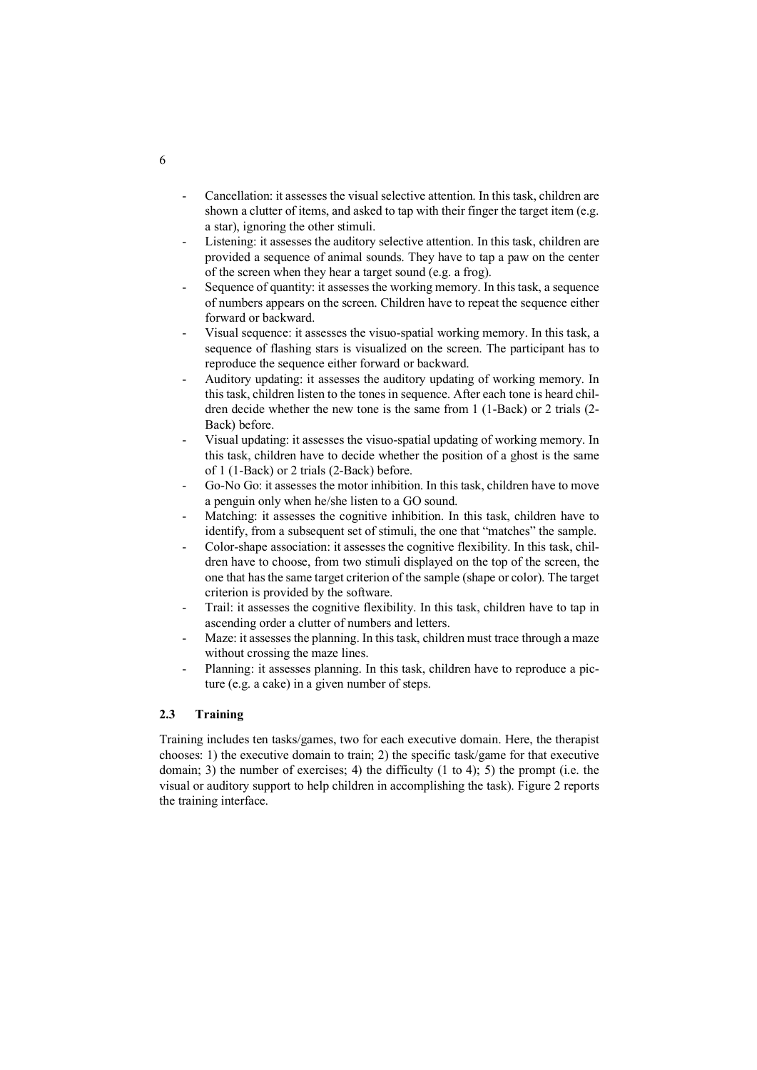- Cancellation: it assesses the visual selective attention. In this task, children are shown a clutter of items, and asked to tap with their finger the target item (e.g. a star), ignoring the other stimuli.
- Listening: it assesses the auditory selective attention. In this task, children are provided a sequence of animal sounds. They have to tap a paw on the center of the screen when they hear a target sound (e.g. a frog).
- Sequence of quantity: it assesses the working memory. In this task, a sequence of numbers appears on the screen. Children have to repeat the sequence either forward or backward.
- Visual sequence: it assesses the visuo-spatial working memory. In this task, a sequence of flashing stars is visualized on the screen. The participant has to reproduce the sequence either forward or backward.
- Auditory updating: it assesses the auditory updating of working memory. In this task, children listen to the tones in sequence. After each tone is heard children decide whether the new tone is the same from 1 (1-Back) or 2 trials (2-Back) before.
- Visual updating: it assesses the visuo-spatial updating of working memory. In this task, children have to decide whether the position of a ghost is the same of 1 (1-Back) or 2 trials (2-Back) before.
- Go-No Go: it assesses the motor inhibition. In this task, children have to move a penguin only when he/she listen to a GO sound.
- Matching: it assesses the cognitive inhibition. In this task, children have to identify, from a subsequent set of stimuli, the one that "matches" the sample.
- Color-shape association: it assesses the cognitive flexibility. In this task, children have to choose, from two stimuli displayed on the top of the screen, the one that has the same target criterion of the sample (shape or color). The target criterion is provided by the software.
- Trail: it assesses the cognitive flexibility. In this task, children have to tap in ascending order a clutter of numbers and letters.
- Maze: it assesses the planning. In this task, children must trace through a maze without crossing the maze lines.
- Planning: it assesses planning. In this task, children have to reproduce a picture (e.g. a cake) in a given number of steps.

### 2.3 Training

Training includes ten tasks/games, two for each executive domain. Here, the therapist chooses: 1) the executive domain to train; 2) the specific task/game for that executive domain; 3) the number of exercises; 4) the difficulty (1 to 4); 5) the prompt (i.e. the visual or auditory support to help children in accomplishing the task). Figure 2 reports the training interface.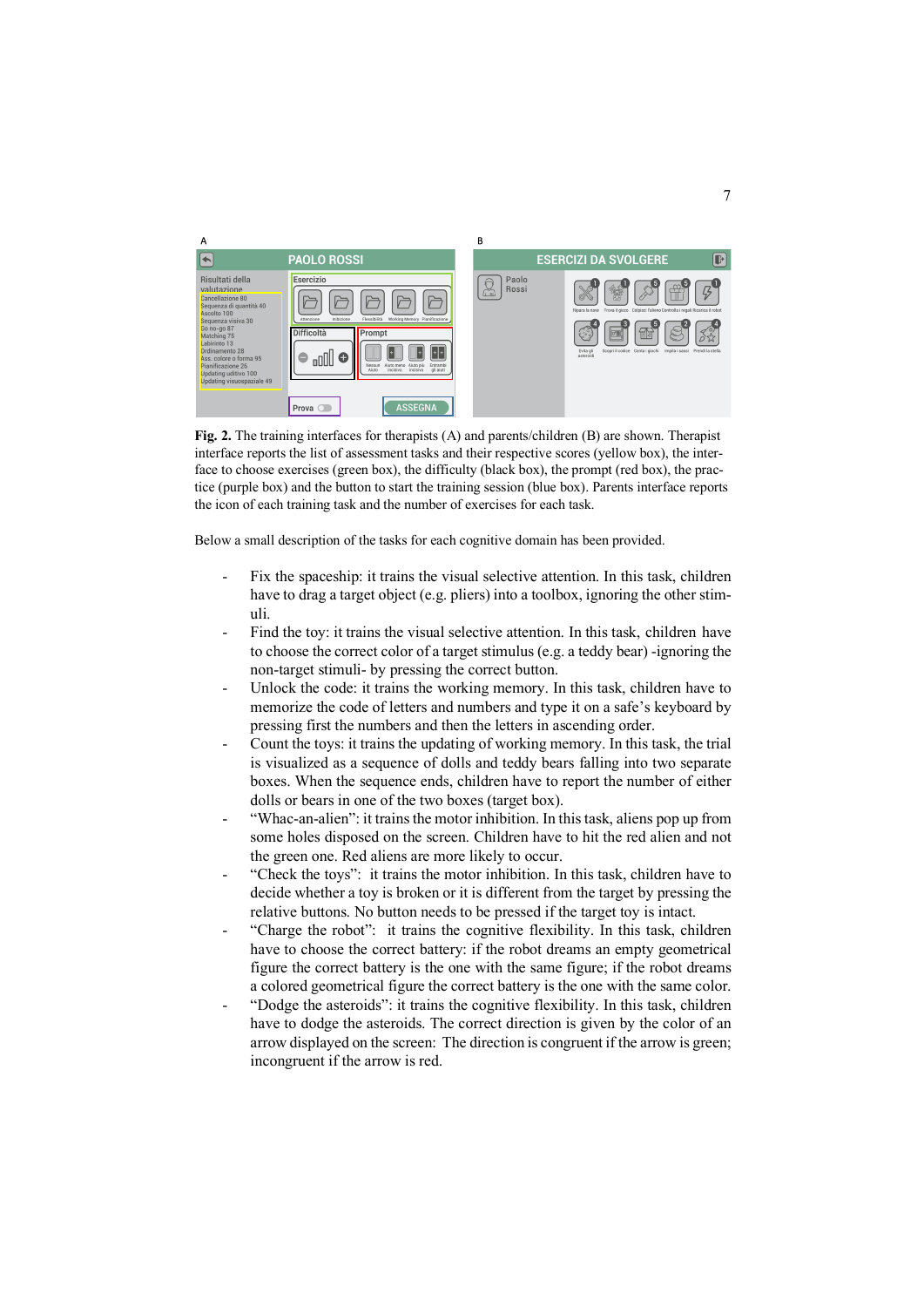**Fig. 2.** The training interfaces for therapists (A) and parents/children (B) are shown. Therapist interface reports the list of assessment tasks and their respective scores (yellow box), the interface to choose exercises (green box), the difficulty (black box), the prompt (red box), the practice (purple box) and the button to start the training session (blue box). Parents interface reports the icon of each training task and the number of exercises for each task.

Below a small description of the tasks for each cognitive domain has been provided.

- Fix the spaceship: it trains the visual selective attention. In this task, children have to drag a target object (e.g. pliers) into a toolbox, ignoring the other stimuli.
- Find the toy: it trains the visual selective attention. In this task, children have to choose the correct color of a target stimulus (e.g. a teddy bear) -ignoring the non-target stimuli- by pressing the correct button.
- Unlock the code: it trains the working memory. In this task, children have to memorize the code of letters and numbers and type it on a safe's keyboard by pressing first the numbers and then the letters in ascending order.
- Count the toys: it trains the updating of working memory. In this task, the trial is visualized as a sequence of dolls and teddy bears falling into two separate boxes. When the sequence ends, children have to report the number of either dolls or bears in one of the two boxes (target box).
- "Whac-an-alien": it trains the motor inhibition. In this task, aliens pop up from some holes disposed on the screen. Children have to hit the red alien and not the green one. Red aliens are more likely to occur.
- "Check the toys": it trains the motor inhibition. In this task, children have to decide whether a toy is broken or it is different from the target by pressing the relative buttons. No button needs to be pressed if the target toy is intact.
- "Charge the robot": it trains the cognitive flexibility. In this task, children have to choose the correct battery: if the robot dreams an empty geometrical figure the correct battery is the one with the same figure; if the robot dreams a colored geometrical figure the correct battery is the one with the same color.
- "Dodge the asteroids": it trains the cognitive flexibility. In this task, children have to dodge the asteroids. The correct direction is given by the color of an arrow displayed on the screen: The direction is congruent if the arrow is green; incongruent if the arrow is red.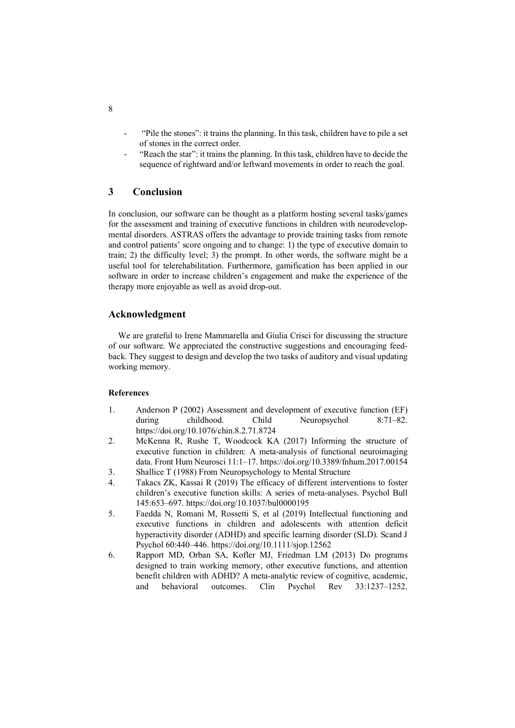- "Pile the stones": it trains the planning. In this task, children have to pile a set of stones in the correct order.
- "Reach the star": it trains the planning. In this task, children have to decide the sequence of rightward and/or leftward movements in order to reach the goal.

## 3 Conclusion

In conclusion, our software can be thought as a platform hosting several tasks/games for the assessment and training of executive functions in children with neurodevelopmental disorders. ASTRAS offers the advantage to provide training tasks from remote and control patients' score ongoing and to change: 1) the type of executive domain to train; 2) the difficulty level; 3) the prompt. In other words, the software might be a useful tool for telerehabilitation. Furthermore, gamification has been applied in our software in order to increase children's engagement and make the experience of the therapy more enjoyable as well as avoid drop-out.

## Acknowledgment

We are grateful to Irene Mammarella and Giulia Crisci for discussing the structure of our software. We appreciated the constructive suggestions and encouraging feedback. They suggest to design and develop the two tasks of auditory and visual updating working memory.

**References**

1. Anderson P (2002) Assessment and development of executive function (EF) during childhood. Child Neuropsychol 8:71–82. https://doi.org/10.1076/chin.8.2.71.8724
2. McKenna R, Rushe T, Woodcock KA (2017) Informing the structure of executive function in children: A meta-analysis of functional neuroimaging data. Front Hum Neurosci 11:1–17. https://doi.org/10.3389/fnhum.2017.00154
3. Shallice T (1988) From Neuropsychology to Mental Structure
4. Takacs ZK, Kassai R (2019) The efficacy of different interventions to foster children's executive function skills: A series of meta-analyses. Psychol Bull 145:653–697. https://doi.org/10.1037/bul0000195
5. Faedda N, Romani M, Rossetti S, et al (2019) Intellectual functioning and executive functions in children and adolescents with attention deficit hyperactivity disorder (ADHD) and specific learning disorder (SLD). Scand J Psychol 60:440–446. https://doi.org/10.1111/sjop.12562
6. Rapport MD, Orban SA, Kofler MJ, Friedman LM (2013) Do programs designed to train working memory, other executive functions, and attention benefit children with ADHD? A meta-analytic review of cognitive, academic, and behavioral outcomes. Clin Psychol Rev 33:1237–1252.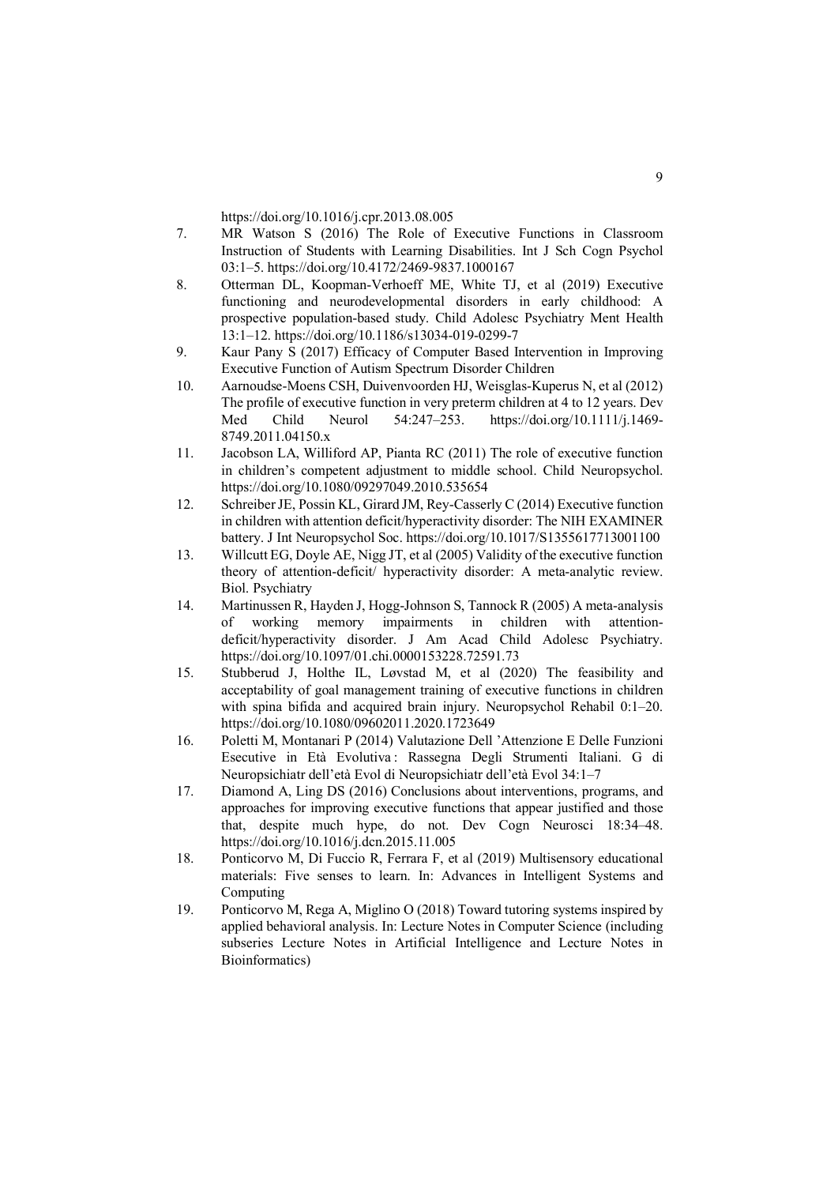https://doi.org/10.1016/j.cpr.2013.08.005

7. MR Watson S (2016) The Role of Executive Functions in Classroom Instruction of Students with Learning Disabilities. Int J Sch Cogn Psychol 03:1–5. https://doi.org/10.4172/2469-9837.1000167
8. Otterman DL, Koopman-Verhoeff ME, White TJ, et al (2019) Executive functioning and neurodevelopmental disorders in early childhood: A prospective population-based study. Child Adolesc Psychiatry Ment Health 13:1–12. https://doi.org/10.1186/s13034-019-0299-7
9. Kaur Pany S (2017) Efficacy of Computer Based Intervention in Improving Executive Function of Autism Spectrum Disorder Children
10. Aarnoudse-Moens CSH, Duivenvoorden HJ, Weisglas-Kuperus N, et al (2012) The profile of executive function in very preterm children at 4 to 12 years. Dev Med Child Neurol 54:247–253. https://doi.org/10.1111/j.1469-8749.2011.04150.x
11. Jacobson LA, Williford AP, Pianta RC (2011) The role of executive function in children's competent adjustment to middle school. Child Neuropsychol. https://doi.org/10.1080/09297049.2010.535654
12. Schreiber JE, Possin KL, Girard JM, Rey-Casserly C (2014) Executive function in children with attention deficit/hyperactivity disorder: The NIH EXAMINER battery. J Int Neuropsychol Soc. https://doi.org/10.1017/S1355617713001100
13. Willcutt EG, Doyle AE, Nigg JT, et al (2005) Validity of the executive function theory of attention-deficit/ hyperactivity disorder: A meta-analytic review. Biol. Psychiatry
14. Martinussen R, Hayden J, Hogg-Johnson S, Tannock R (2005) A meta-analysis of working memory impairments in children with attention-deficit/hyperactivity disorder. J Am Acad Child Adolesc Psychiatry. https://doi.org/10.1097/01.chi.0000153228.72591.73
15. Stubberud J, Holthe IL, Løvstad M, et al (2020) The feasibility and acceptability of goal management training of executive functions in children with spina bifida and acquired brain injury. Neuropsychol Rehabil 0:1–20. https://doi.org/10.1080/09602011.2020.1723649
16. Poletti M, Montanari P (2014) Valutazione Dell 'Attenzione E Delle Funzioni Esecutive in Età Evolutiva : Rassegna Degli Strumenti Italiani. G di Neuropsichiatr dell'età Evol di Neuropsichiatr dell'età Evol 34:1–7
17. Diamond A, Ling DS (2016) Conclusions about interventions, programs, and approaches for improving executive functions that appear justified and those that, despite much hype, do not. Dev Cogn Neurosci 18:34–48. https://doi.org/10.1016/j.dcn.2015.11.005
18. Ponticorvo M, Di Fuccio R, Ferrara F, et al (2019) Multisensory educational materials: Five senses to learn. In: Advances in Intelligent Systems and Computing
19. Ponticorvo M, Rega A, Miglino O (2018) Toward tutoring systems inspired by applied behavioral analysis. In: Lecture Notes in Computer Science (including subseries Lecture Notes in Artificial Intelligence and Lecture Notes in Bioinformatics)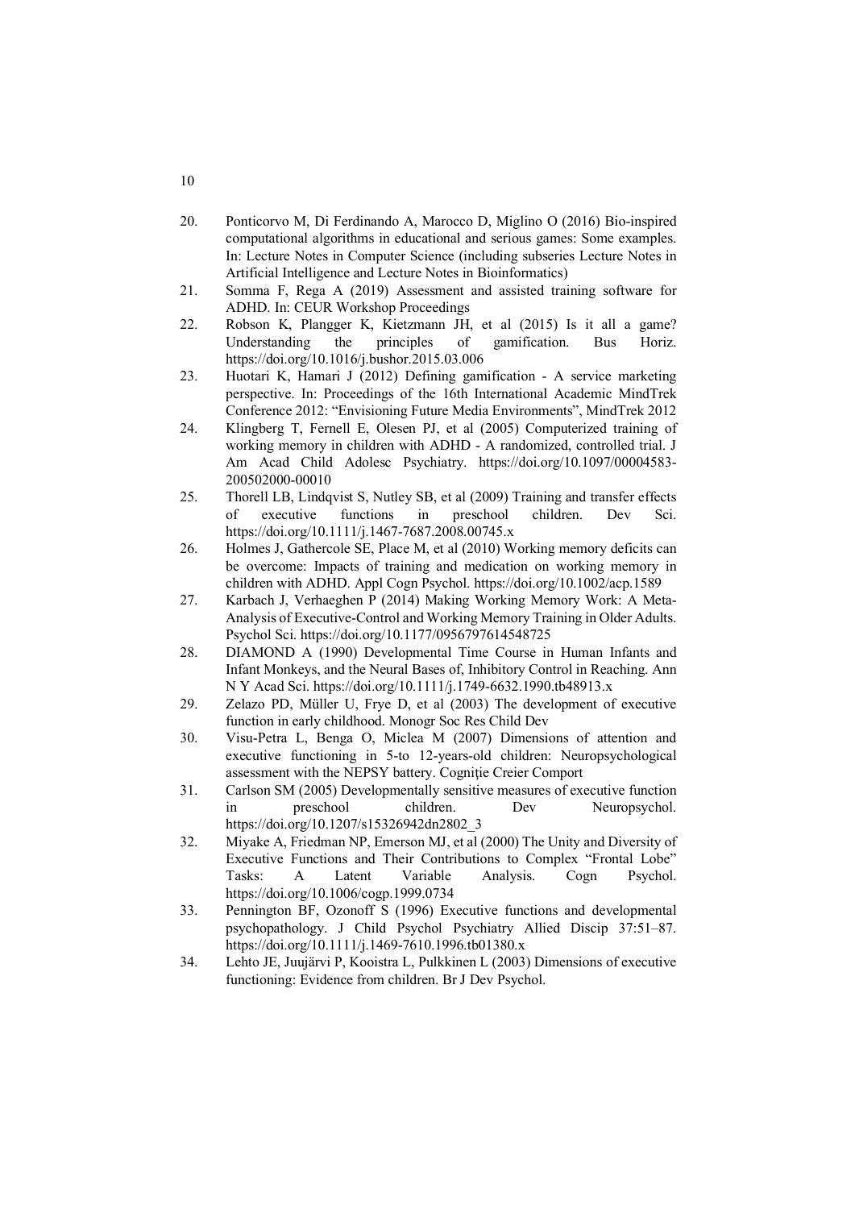20. Ponticorvo M, Di Ferdinando A, Marocco D, Miglino O (2016) Bio-inspired computational algorithms in educational and serious games: Some examples. In: Lecture Notes in Computer Science (including subseries Lecture Notes in Artificial Intelligence and Lecture Notes in Bioinformatics)
21. Somma F, Rega A (2019) Assessment and assisted training software for ADHD. In: CEUR Workshop Proceedings
22. Robson K, Plangger K, Kietzmann JH, et al (2015) Is it all a game? Understanding the principles of gamification. Bus Horiz. https://doi.org/10.1016/j.bushor.2015.03.006
23. Huotari K, Hamari J (2012) Defining gamification - A service marketing perspective. In: Proceedings of the 16th International Academic MindTrek Conference 2012: "Envisioning Future Media Environments", MindTrek 2012
24. Klingberg T, Fernell E, Olesen PJ, et al (2005) Computerized training of working memory in children with ADHD - A randomized, controlled trial. J Am Acad Child Adolesc Psychiatry. https://doi.org/10.1097/00004583-200502000-00010
25. Thorell LB, Lindqvist S, Nutley SB, et al (2009) Training and transfer effects of executive functions in preschool children. Dev Sci. https://doi.org/10.1111/j.1467-7687.2008.00745.x
26. Holmes J, Gathercole SE, Place M, et al (2010) Working memory deficits can be overcome: Impacts of training and medication on working memory in children with ADHD. Appl Cogn Psychol. https://doi.org/10.1002/acp.1589
27. Karbach J, Verhaeghen P (2014) Making Working Memory Work: A Meta-Analysis of Executive-Control and Working Memory Training in Older Adults. Psychol Sci. https://doi.org/10.1177/0956797614548725
28. DIAMOND A (1990) Developmental Time Course in Human Infants and Infant Monkeys, and the Neural Bases of, Inhibitory Control in Reaching. Ann N Y Acad Sci. https://doi.org/10.1111/j.1749-6632.1990.tb48913.x
29. Zelazo PD, Müller U, Frye D, et al (2003) The development of executive function in early childhood. Monogr Soc Res Child Dev
30. Visu-Petra L, Benga O, Miclea M (2007) Dimensions of attention and executive functioning in 5-to 12-years-old children: Neuropsychological assessment with the NEPSY battery. Cogniție Creier Comport
31. Carlson SM (2005) Developmentally sensitive measures of executive function in preschool children. Dev Neuropsychol. https://doi.org/10.1207/s15326942dn2802_3
32. Miyake A, Friedman NP, Emerson MJ, et al (2000) The Unity and Diversity of Executive Functions and Their Contributions to Complex "Frontal Lobe" Tasks: A Latent Variable Analysis. Cogn Psychol. https://doi.org/10.1006/cogp.1999.0734
33. Pennington BF, Ozonoff S (1996) Executive functions and developmental psychopathology. J Child Psychol Psychiatry Allied Discip 37:51–87. https://doi.org/10.1111/j.1469-7610.1996.tb01380.x
34. Lehto JE, Juujärvi P, Kooistra L, Pulkkinen L (2003) Dimensions of executive functioning: Evidence from children. Br J Dev Psychol.